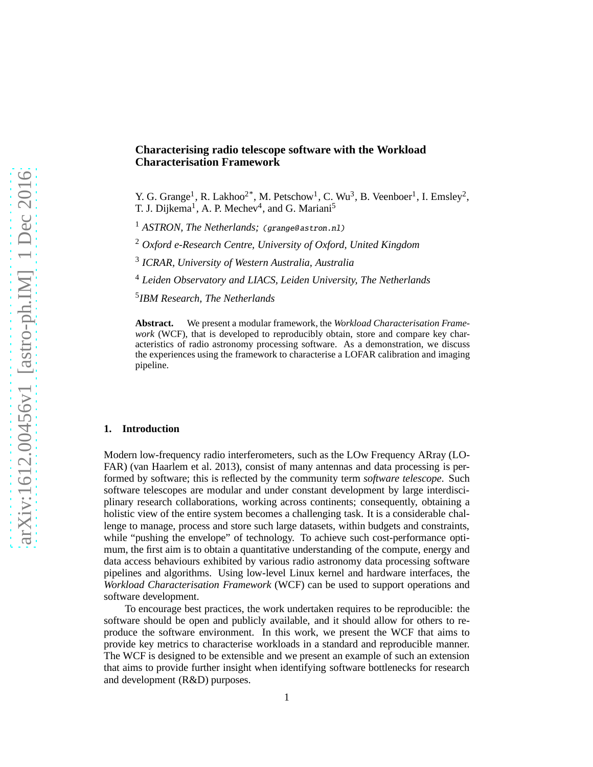# Characterising radio telescope software with the Workload Characterisation Framework

Y. G. Grange[1], R. Lakhoo[2*], M. Petschow[1], C. Wu[3], B. Veenboer[1], I. Emsley[2], T. J. Dijkema[1], A. P. Mechev[4], and G. Mariani[5]

[1] *ASTRON, The Netherlands;* (grange@astron.nl)

[2] *Oxford e-Research Centre, University of Oxford, United Kingdom*

[3] *ICRAR, University of Western Australia, Australia*

[4] *Leiden Observatory and LIACS, Leiden University, The Netherlands*

[5] *IBM Research, The Netherlands*

**Abstract.** We present a modular framework, the *Workload Characterisation Framework* (WCF), that is developed to reproducibly obtain, store and compare key characteristics of radio astronomy processing software. As a demonstration, we discuss the experiences using the framework to characterise a LOFAR calibration and imaging pipeline.

## 1. Introduction

Modern low-frequency radio interferometers, such as the LOw Frequency ARray (LOFAR) (van Haarlem et al. 2013), consist of many antennas and data processing is performed by software; this is reflected by the community term *software telescope*. Such software telescopes are modular and under constant development by large interdisciplinary research collaborations, working across continents; consequently, obtaining a holistic view of the entire system becomes a challenging task. It is a considerable challenge to manage, process and store such large datasets, within budgets and constraints, while "pushing the envelope" of technology. To achieve such cost-performance optimum, the first aim is to obtain a quantitative understanding of the compute, energy and data access behaviours exhibited by various radio astronomy data processing software pipelines and algorithms. Using low-level Linux kernel and hardware interfaces, the *Workload Characterisation Framework* (WCF) can be used to support operations and software development.

To encourage best practices, the work undertaken requires to be reproducible: the software should be open and publicly available, and it should allow for others to reproduce the software environment. In this work, we present the WCF that aims to provide key metrics to characterise workloads in a standard and reproducible manner. The WCF is designed to be extensible and we present an example of such an extension that aims to provide further insight when identifying software bottlenecks for research and development (R&D) purposes.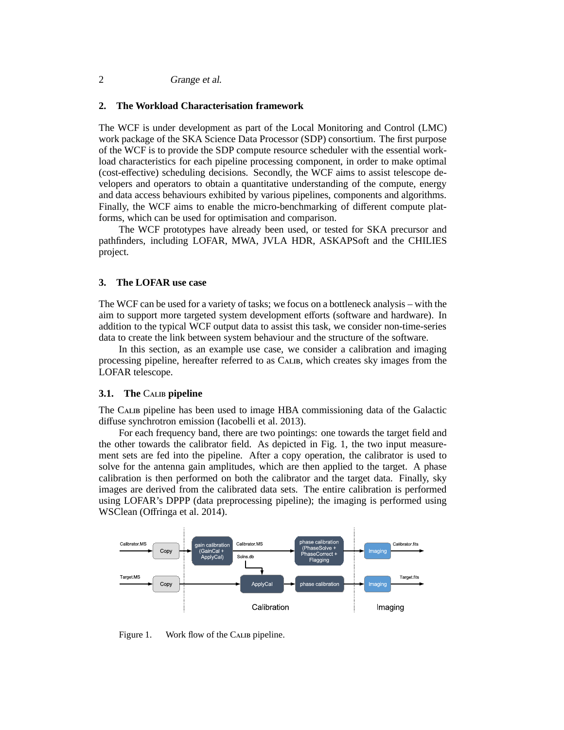## 2. The Workload Characterisation framework

The WCF is under development as part of the Local Monitoring and Control (LMC) work package of the SKA Science Data Processor (SDP) consortium. The first purpose of the WCF is to provide the SDP compute resource scheduler with the essential workload characteristics for each pipeline processing component, in order to make optimal (cost-effective) scheduling decisions. Secondly, the WCF aims to assist telescope developers and operators to obtain a quantitative understanding of the compute, energy and data access behaviours exhibited by various pipelines, components and algorithms. Finally, the WCF aims to enable the micro-benchmarking of different compute platforms, which can be used for optimisation and comparison.

The WCF prototypes have already been used, or tested for SKA precursor and pathfinders, including LOFAR, MWA, JVLA HDR, ASKAPSoft and the CHILIES project.

## 3. The LOFAR use case

The WCF can be used for a variety of tasks; we focus on a bottleneck analysis – with the aim to support more targeted system development efforts (software and hardware). In addition to the typical WCF output data to assist this task, we consider non-time-series data to create the link between system behaviour and the structure of the software.

In this section, as an example use case, we consider a calibration and imaging processing pipeline, hereafter referred to as Calib, which creates sky images from the LOFAR telescope.

### 3.1. The Calib pipeline

The Calib pipeline has been used to image HBA commissioning data of the Galactic diffuse synchrotron emission (Iacobelli et al. 2013).

For each frequency band, there are two pointings: one towards the target field and the other towards the calibrator field. As depicted in Fig. 1, the two input measurement sets are fed into the pipeline. After a copy operation, the calibrator is used to solve for the antenna gain amplitudes, which are then applied to the target. A phase calibration is then performed on both the calibrator and the target data. Finally, sky images are derived from the calibrated data sets. The entire calibration is performed using LOFAR's DPPP (data preprocessing pipeline); the imaging is performed using WSClean (Offringa et al. 2014).

Figure 1. Work flow of the Calib pipeline.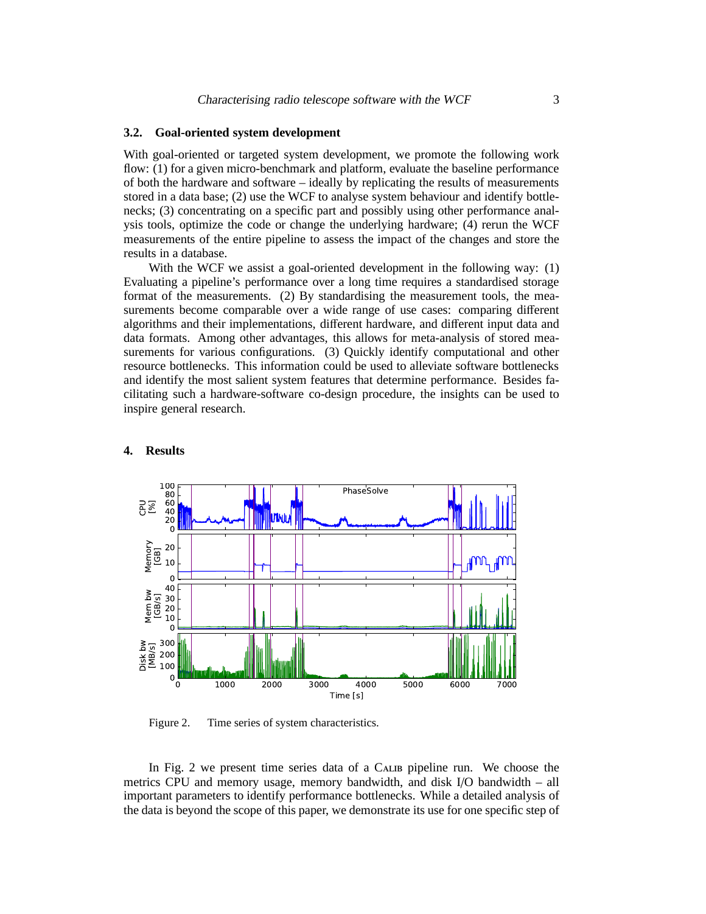### 3.2. Goal-oriented system development

With goal-oriented or targeted system development, we promote the following work flow: (1) for a given micro-benchmark and platform, evaluate the baseline performance of both the hardware and software – ideally by replicating the results of measurements stored in a data base; (2) use the WCF to analyse system behaviour and identify bottlenecks; (3) concentrating on a specific part and possibly using other performance analysis tools, optimize the code or change the underlying hardware; (4) rerun the WCF measurements of the entire pipeline to assess the impact of the changes and store the results in a database.

With the WCF we assist a goal-oriented development in the following way: (1) Evaluating a pipeline's performance over a long time requires a standardised storage format of the measurements. (2) By standardising the measurement tools, the measurements become comparable over a wide range of use cases: comparing different algorithms and their implementations, different hardware, and different input data and data formats. Among other advantages, this allows for meta-analysis of stored measurements for various configurations. (3) Quickly identify computational and other resource bottlenecks. This information could be used to alleviate software bottlenecks and identify the most salient system features that determine performance. Besides facilitating such a hardware-software co-design procedure, the insights can be used to inspire general research.

## 4. Results

Figure 2. Time series of system characteristics.

In Fig. 2 we present time series data of a Calib pipeline run. We choose the metrics CPU and memory usage, memory bandwidth, and disk I/O bandwidth – all important parameters to identify performance bottlenecks. While a detailed analysis of the data is beyond the scope of this paper, we demonstrate its use for one specific step of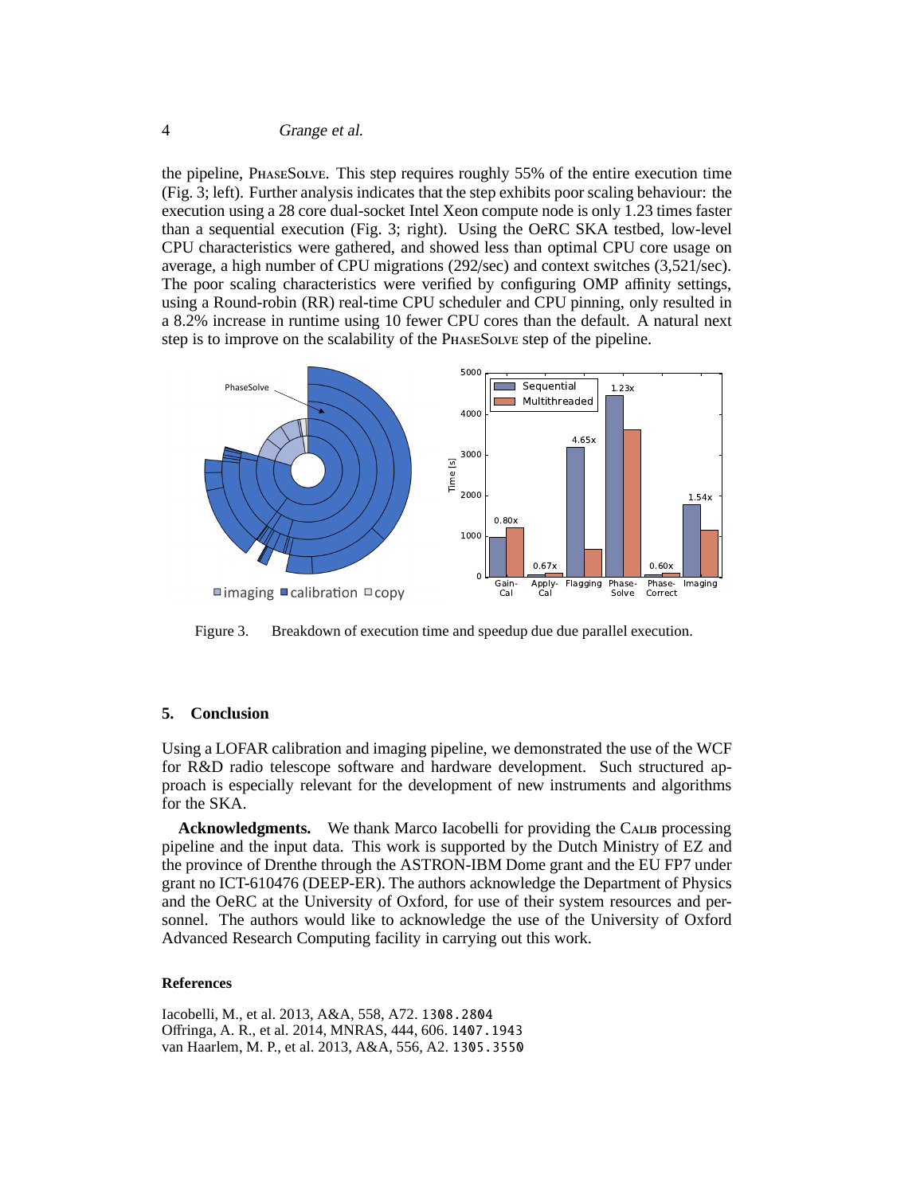the pipeline, PhaseSolve. This step requires roughly 55% of the entire execution time (Fig. 3; left). Further analysis indicates that the step exhibits poor scaling behaviour: the execution using a 28 core dual-socket Intel Xeon compute node is only 1.23 times faster than a sequential execution (Fig. 3; right). Using the OeRC SKA testbed, low-level CPU characteristics were gathered, and showed less than optimal CPU core usage on average, a high number of CPU migrations (292/sec) and context switches (3,521/sec). The poor scaling characteristics were verified by configuring OMP affinity settings, using a Round-robin (RR) real-time CPU scheduler and CPU pinning, only resulted in a 8.2% increase in runtime using 10 fewer CPU cores than the default. A natural next step is to improve on the scalability of the PhaseSolve step of the pipeline.

PhaseSolve

imaging calibration copy

Sequential
Multithreaded

Time [s]

0
1000
2000
3000
4000
5000

0.80x
0.67x
4.65x
1.23x
0.60x
1.54x

Gain-Cal
Apply-Cal
Flagging
Phase-Solve
Phase-Correct
Imaging

Figure 3. Breakdown of execution time and speedup due due parallel execution.

## 5. Conclusion

Using a LOFAR calibration and imaging pipeline, we demonstrated the use of the WCF for R&D radio telescope software and hardware development. Such structured approach is especially relevant for the development of new instruments and algorithms for the SKA.

**Acknowledgments.** We thank Marco Iacobelli for providing the Calib processing pipeline and the input data. This work is supported by the Dutch Ministry of EZ and the province of Drenthe through the ASTRON-IBM Dome grant and the EU FP7 under grant no ICT-610476 (DEEP-ER). The authors acknowledge the Department of Physics and the OeRC at the University of Oxford, for use of their system resources and personnel. The authors would like to acknowledge the use of the University of Oxford Advanced Research Computing facility in carrying out this work.

### References

Iacobelli, M., et al. 2013, A&A, 558, A72. 1308.2804
Offringa, A. R., et al. 2014, MNRAS, 444, 606. 1407.1943
van Haarlem, M. P., et al. 2013, A&A, 556, A2. 1305.3550